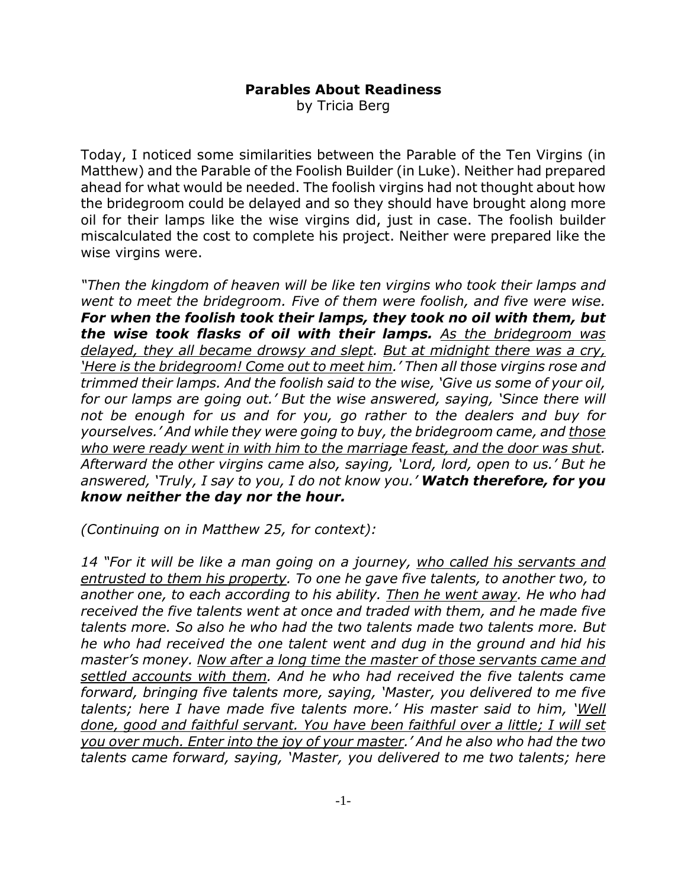# Parables About Readiness

by Tricia Berg

Today, I noticed some similarities between the Parable of the Ten Virgins (in Matthew) and the Parable of the Foolish Builder (in Luke). Neither had prepared ahead for what would be needed. The foolish virgins had not thought about how the bridegroom could be delayed and so they should have brought along more oil for their lamps like the wise virgins did, just in case. The foolish builder miscalculated the cost to complete his project. Neither were prepared like the wise virgins were.

*"Then the kingdom of heaven will be like ten virgins who took their lamps and went to meet the bridegroom. Five of them were foolish, and five were wise.* ***For when the foolish took their lamps, they took no oil with them, but the wise took flasks of oil with their lamps.*** *<u>As the bridegroom was delayed, they all became drowsy and slept</u>. <u>But at midnight there was a cry, 'Here is the bridegroom! Come out to meet him</u>.' Then all those virgins rose and trimmed their lamps. And the foolish said to the wise, 'Give us some of your oil, for our lamps are going out.' But the wise answered, saying, 'Since there will not be enough for us and for you, go rather to the dealers and buy for yourselves.' And while they were going to buy, the bridegroom came, and <u>those who were ready went in with him to the marriage feast, and the door was shut</u>. Afterward the other virgins came also, saying, 'Lord, lord, open to us.' But he answered, 'Truly, I say to you, I do not know you.'* ***Watch therefore, for you know neither the day nor the hour.***

*(Continuing on in Matthew 25, for context):*

*14 "For it will be like a man going on a journey, <u>who called his servants and entrusted to them his property</u>. To one he gave five talents, to another two, to another one, to each according to his ability. <u>Then he went away</u>. He who had received the five talents went at once and traded with them, and he made five talents more. So also he who had the two talents made two talents more. But he who had received the one talent went and dug in the ground and hid his master's money. <u>Now after a long time the master of those servants came and settled accounts with them</u>. And he who had received the five talents came forward, bringing five talents more, saying, 'Master, you delivered to me five talents; here I have made five talents more.' His master said to him, '<u>Well done, good and faithful servant. You have been faithful over a little; I will set you over much. Enter into the joy of your master</u>.' And he also who had the two talents came forward, saying, 'Master, you delivered to me two talents; here*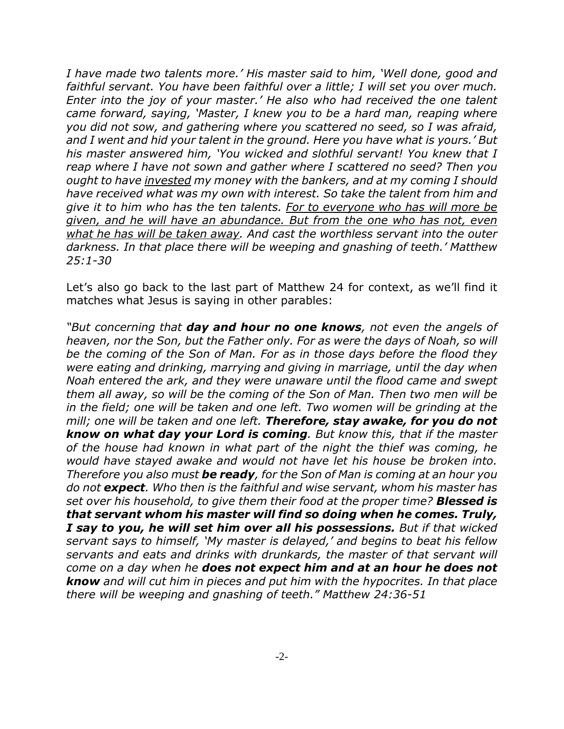*I have made two talents more.' His master said to him, 'Well done, good and faithful servant. You have been faithful over a little; I will set you over much. Enter into the joy of your master.' He also who had received the one talent came forward, saying, 'Master, I knew you to be a hard man, reaping where you did not sow, and gathering where you scattered no seed, so I was afraid, and I went and hid your talent in the ground. Here you have what is yours.' But his master answered him, 'You wicked and slothful servant! You knew that I reap where I have not sown and gather where I scattered no seed? Then you ought to have <u>invested</u> my money with the bankers, and at my coming I should have received what was my own with interest. So take the talent from him and give it to him who has the ten talents. <u>For to everyone who has will more be given, and he will have an abundance. But from the one who has not, even what he has will be taken away</u>. And cast the worthless servant into the outer darkness. In that place there will be weeping and gnashing of teeth.' Matthew 25:1-30*

Let's also go back to the last part of Matthew 24 for context, as we'll find it matches what Jesus is saying in other parables:

*"But concerning that **day and hour no one knows**, not even the angels of heaven, nor the Son, but the Father only. For as were the days of Noah, so will be the coming of the Son of Man. For as in those days before the flood they were eating and drinking, marrying and giving in marriage, until the day when Noah entered the ark, and they were unaware until the flood came and swept them all away, so will be the coming of the Son of Man. Then two men will be in the field; one will be taken and one left. Two women will be grinding at the mill; one will be taken and one left. **Therefore, stay awake, for you do not know on what day your Lord is coming**. But know this, that if the master of the house had known in what part of the night the thief was coming, he would have stayed awake and would not have let his house be broken into. Therefore you also must **be ready**, for the Son of Man is coming at an hour you do not **expect**. Who then is the faithful and wise servant, whom his master has set over his household, to give them their food at the proper time? **Blessed is that servant whom his master will find so doing when he comes. Truly, I say to you, he will set him over all his possessions.** But if that wicked servant says to himself, 'My master is delayed,' and begins to beat his fellow servants and eats and drinks with drunkards, the master of that servant will come on a day when he **does not expect him and at an hour he does not know** and will cut him in pieces and put him with the hypocrites. In that place there will be weeping and gnashing of teeth." Matthew 24:36-51*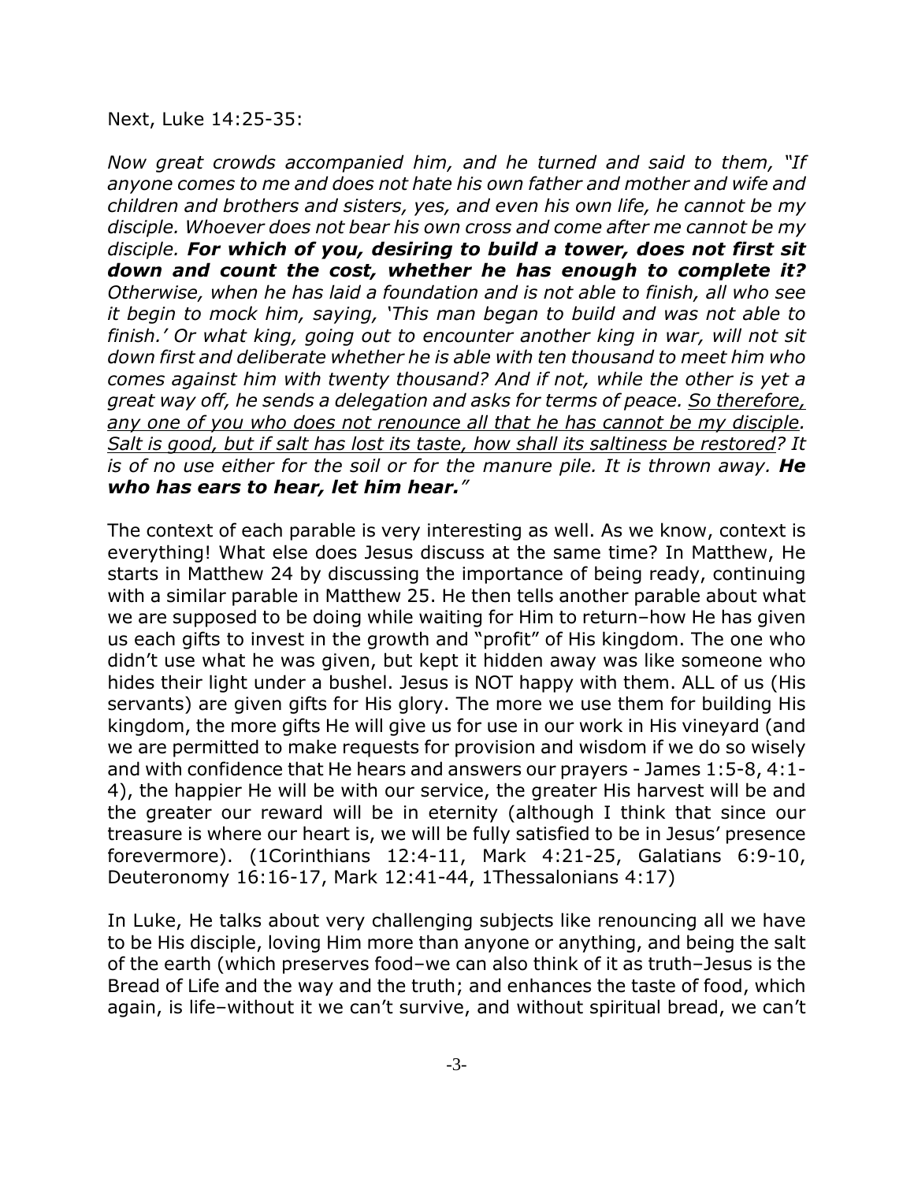Next, Luke 14:25-35:

*Now great crowds accompanied him, and he turned and said to them, "If anyone comes to me and does not hate his own father and mother and wife and children and brothers and sisters, yes, and even his own life, he cannot be my disciple. Whoever does not bear his own cross and come after me cannot be my disciple.* ***For which of you, desiring to build a tower, does not first sit down and count the cost, whether he has enough to complete it?*** *Otherwise, when he has laid a foundation and is not able to finish, all who see it begin to mock him, saying, 'This man began to build and was not able to finish.' Or what king, going out to encounter another king in war, will not sit down first and deliberate whether he is able with ten thousand to meet him who comes against him with twenty thousand? And if not, while the other is yet a great way off, he sends a delegation and asks for terms of peace. <u>So therefore, any one of you who does not renounce all that he has cannot be my disciple. Salt is good, but if salt has lost its taste, how shall its saltiness be restored</u>? It is of no use either for the soil or for the manure pile. It is thrown away.* ***He who has ears to hear, let him hear.****"*

The context of each parable is very interesting as well. As we know, context is everything! What else does Jesus discuss at the same time? In Matthew, He starts in Matthew 24 by discussing the importance of being ready, continuing with a similar parable in Matthew 25. He then tells another parable about what we are supposed to be doing while waiting for Him to return–how He has given us each gifts to invest in the growth and "profit" of His kingdom. The one who didn't use what he was given, but kept it hidden away was like someone who hides their light under a bushel. Jesus is NOT happy with them. ALL of us (His servants) are given gifts for His glory. The more we use them for building His kingdom, the more gifts He will give us for use in our work in His vineyard (and we are permitted to make requests for provision and wisdom if we do so wisely and with confidence that He hears and answers our prayers - James 1:5-8, 4:1-4), the happier He will be with our service, the greater His harvest will be and the greater our reward will be in eternity (although I think that since our treasure is where our heart is, we will be fully satisfied to be in Jesus' presence forevermore). (1Corinthians 12:4-11, Mark 4:21-25, Galatians 6:9-10, Deuteronomy 16:16-17, Mark 12:41-44, 1Thessalonians 4:17)

In Luke, He talks about very challenging subjects like renouncing all we have to be His disciple, loving Him more than anyone or anything, and being the salt of the earth (which preserves food–we can also think of it as truth–Jesus is the Bread of Life and the way and the truth; and enhances the taste of food, which again, is life–without it we can't survive, and without spiritual bread, we can't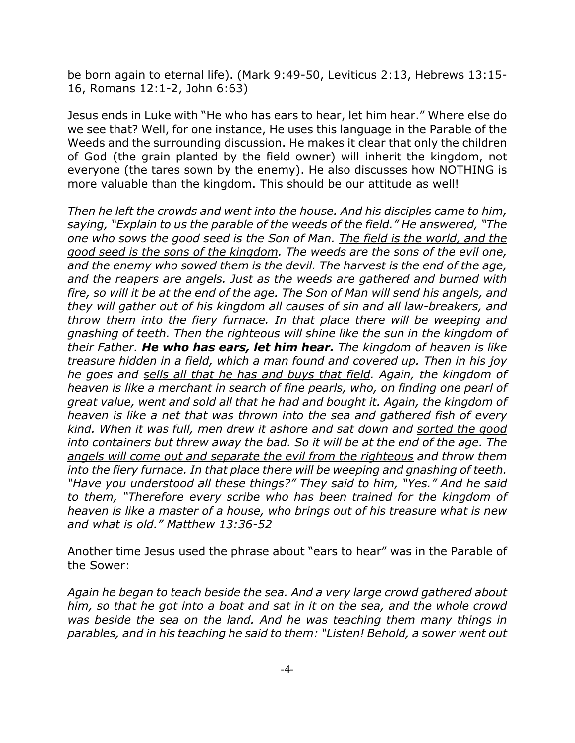be born again to eternal life). (Mark 9:49-50, Leviticus 2:13, Hebrews 13:15-16, Romans 12:1-2, John 6:63)

Jesus ends in Luke with "He who has ears to hear, let him hear." Where else do we see that? Well, for one instance, He uses this language in the Parable of the Weeds and the surrounding discussion. He makes it clear that only the children of God (the grain planted by the field owner) will inherit the kingdom, not everyone (the tares sown by the enemy). He also discusses how NOTHING is more valuable than the kingdom. This should be our attitude as well!

*Then he left the crowds and went into the house. And his disciples came to him, saying, "Explain to us the parable of the weeds of the field." He answered, "The one who sows the good seed is the Son of Man. <u>The field is the world, and the good seed is the sons of the kingdom</u>. The weeds are the sons of the evil one, and the enemy who sowed them is the devil. The harvest is the end of the age, and the reapers are angels. Just as the weeds are gathered and burned with fire, so will it be at the end of the age. The Son of Man will send his angels, and <u>they will gather out of his kingdom all causes of sin and all law-breakers</u>, and throw them into the fiery furnace. In that place there will be weeping and gnashing of teeth. Then the righteous will shine like the sun in the kingdom of their Father.* ***He who has ears, let him hear.*** *The kingdom of heaven is like treasure hidden in a field, which a man found and covered up. Then in his joy he goes and <u>sells all that he has and buys that field</u>. Again, the kingdom of heaven is like a merchant in search of fine pearls, who, on finding one pearl of great value, went and <u>sold all that he had and bought it</u>. Again, the kingdom of heaven is like a net that was thrown into the sea and gathered fish of every kind. When it was full, men drew it ashore and sat down and <u>sorted the good into containers but threw away the bad</u>. So it will be at the end of the age. <u>The angels will come out and separate the evil from the righteous</u> and throw them into the fiery furnace. In that place there will be weeping and gnashing of teeth. "Have you understood all these things?" They said to him, "Yes." And he said to them, "Therefore every scribe who has been trained for the kingdom of heaven is like a master of a house, who brings out of his treasure what is new and what is old." Matthew 13:36-52*

Another time Jesus used the phrase about "ears to hear" was in the Parable of the Sower:

*Again he began to teach beside the sea. And a very large crowd gathered about him, so that he got into a boat and sat in it on the sea, and the whole crowd was beside the sea on the land. And he was teaching them many things in parables, and in his teaching he said to them: "Listen! Behold, a sower went out*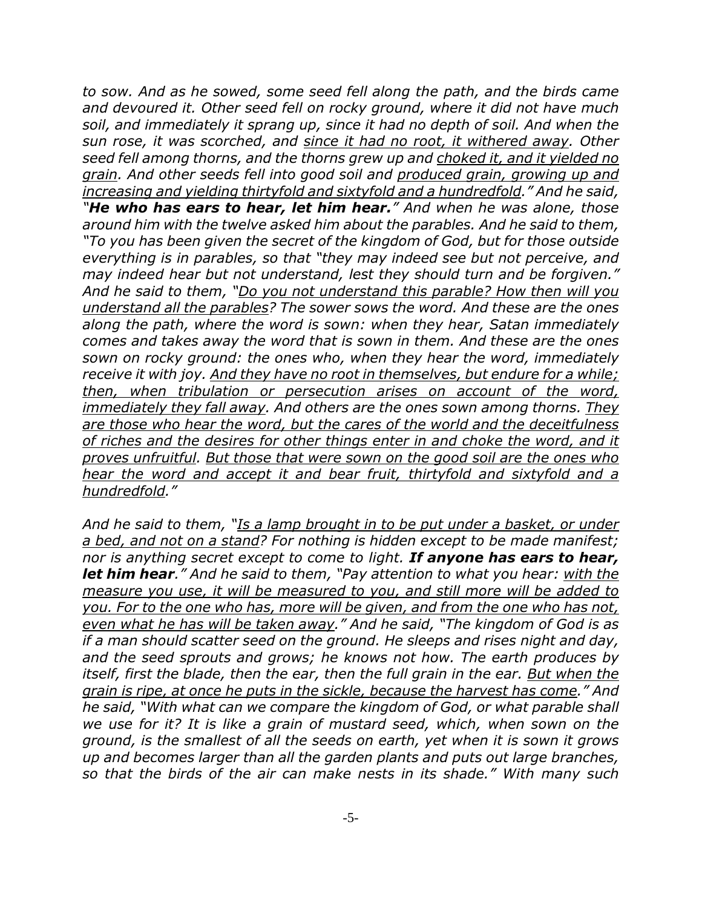*to sow. And as he sowed, some seed fell along the path, and the birds came and devoured it. Other seed fell on rocky ground, where it did not have much soil, and immediately it sprang up, since it had no depth of soil. And when the sun rose, it was scorched, and <u>since it had no root, it withered away</u>. Other seed fell among thorns, and the thorns grew up and <u>choked it, and it yielded no grain</u>. And other seeds fell into good soil and <u>produced grain, growing up and increasing and yielding thirtyfold and sixtyfold and a hundredfold</u>." And he said, "**He who has ears to hear, let him hear.**" And when he was alone, those around him with the twelve asked him about the parables. And he said to them, "To you has been given the secret of the kingdom of God, but for those outside everything is in parables, so that "they may indeed see but not perceive, and may indeed hear but not understand, lest they should turn and be forgiven." And he said to them, "<u>Do you not understand this parable? How then will you understand all the parables</u>? The sower sows the word. And these are the ones along the path, where the word is sown: when they hear, Satan immediately comes and takes away the word that is sown in them. And these are the ones sown on rocky ground: the ones who, when they hear the word, immediately receive it with joy. <u>And they have no root in themselves, but endure for a while; then, when tribulation or persecution arises on account of the word, immediately they fall away</u>. And others are the ones sown among thorns. <u>They are those who hear the word, but the cares of the world and the deceitfulness of riches and the desires for other things enter in and choke the word, and it proves unfruitful</u>. <u>But those that were sown on the good soil are the ones who hear the word and accept it and bear fruit, thirtyfold and sixtyfold and a hundredfold</u>."*

*And he said to them, "<u>Is a lamp brought in to be put under a basket, or under a bed, and not on a stand</u>? For nothing is hidden except to be made manifest; nor is anything secret except to come to light. **If anyone has ears to hear, let him hear**." And he said to them, "Pay attention to what you hear: <u>with the measure you use, it will be measured to you, and still more will be added to you. For to the one who has, more will be given, and from the one who has not, even what he has will be taken away</u>." And he said, "The kingdom of God is as if a man should scatter seed on the ground. He sleeps and rises night and day, and the seed sprouts and grows; he knows not how. The earth produces by itself, first the blade, then the ear, then the full grain in the ear. <u>But when the grain is ripe, at once he puts in the sickle, because the harvest has come</u>." And he said, "With what can we compare the kingdom of God, or what parable shall we use for it? It is like a grain of mustard seed, which, when sown on the ground, is the smallest of all the seeds on earth, yet when it is sown it grows up and becomes larger than all the garden plants and puts out large branches, so that the birds of the air can make nests in its shade." With many such*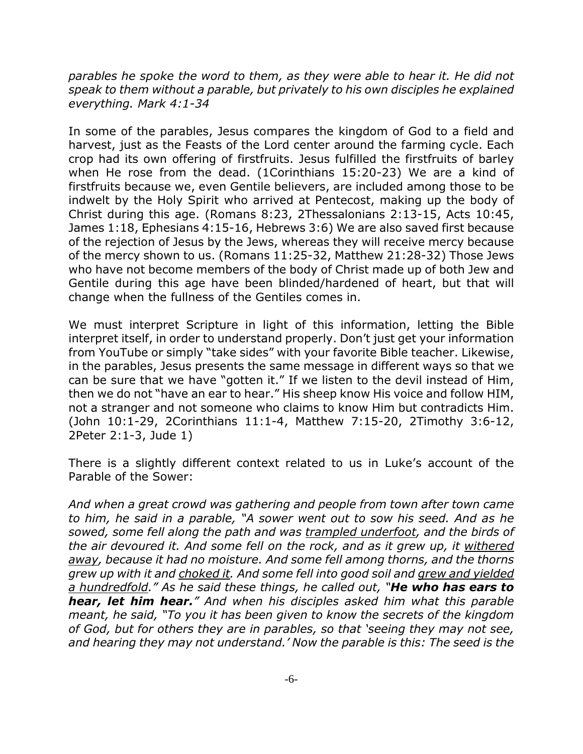*parables he spoke the word to them, as they were able to hear it. He did not speak to them without a parable, but privately to his own disciples he explained everything. Mark 4:1-34*

In some of the parables, Jesus compares the kingdom of God to a field and harvest, just as the Feasts of the Lord center around the farming cycle. Each crop had its own offering of firstfruits. Jesus fulfilled the firstfruits of barley when He rose from the dead. (1Corinthians 15:20-23) We are a kind of firstfruits because we, even Gentile believers, are included among those to be indwelt by the Holy Spirit who arrived at Pentecost, making up the body of Christ during this age. (Romans 8:23, 2Thessalonians 2:13-15, Acts 10:45, James 1:18, Ephesians 4:15-16, Hebrews 3:6) We are also saved first because of the rejection of Jesus by the Jews, whereas they will receive mercy because of the mercy shown to us. (Romans 11:25-32, Matthew 21:28-32) Those Jews who have not become members of the body of Christ made up of both Jew and Gentile during this age have been blinded/hardened of heart, but that will change when the fullness of the Gentiles comes in.

We must interpret Scripture in light of this information, letting the Bible interpret itself, in order to understand properly. Don't just get your information from YouTube or simply "take sides" with your favorite Bible teacher. Likewise, in the parables, Jesus presents the same message in different ways so that we can be sure that we have "gotten it." If we listen to the devil instead of Him, then we do not "have an ear to hear." His sheep know His voice and follow HIM, not a stranger and not someone who claims to know Him but contradicts Him. (John 10:1-29, 2Corinthians 11:1-4, Matthew 7:15-20, 2Timothy 3:6-12, 2Peter 2:1-3, Jude 1)

There is a slightly different context related to us in Luke's account of the Parable of the Sower:

*And when a great crowd was gathering and people from town after town came to him, he said in a parable, "A sower went out to sow his seed. And as he sowed, some fell along the path and was <u>trampled underfoot</u>, and the birds of the air devoured it. And some fell on the rock, and as it grew up, it <u>withered away</u>, because it had no moisture. And some fell among thorns, and the thorns grew up with it and <u>choked it</u>. And some fell into good soil and <u>grew and yielded a hundredfold</u>." As he said these things, he called out, "**He who has ears to hear, let him hear.**" And when his disciples asked him what this parable meant, he said, "To you it has been given to know the secrets of the kingdom of God, but for others they are in parables, so that 'seeing they may not see, and hearing they may not understand.' Now the parable is this: The seed is the*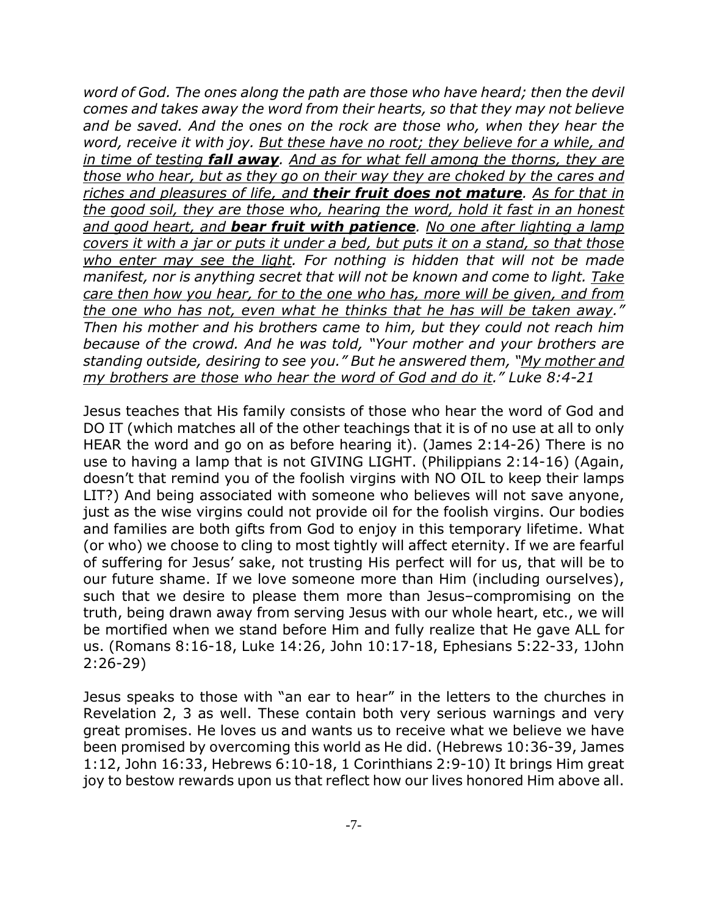*word of God. The ones along the path are those who have heard; then the devil comes and takes away the word from their hearts, so that they may not believe and be saved. And the ones on the rock are those who, when they hear the word, receive it with joy. <u>But these have no root; they believe for a while, and in time of testing</u> **<u>fall away</u>**. <u>And as for what fell among the thorns, they are those who hear, but as they go on their way they are choked by the cares and riches and pleasures of life, and</u> **<u>their fruit does not mature</u>**. <u>As for that in the good soil, they are those who, hearing the word, hold it fast in an honest and good heart, and</u> **<u>bear fruit with patience</u>**. <u>No one after lighting a lamp covers it with a jar or puts it under a bed, but puts it on a stand, so that those who enter may see the light</u>. For nothing is hidden that will not be made manifest, nor is anything secret that will not be known and come to light. <u>Take care then how you hear, for to the one who has, more will be given, and from the one who has not, even what he thinks that he has will be taken away</u>." Then his mother and his brothers came to him, but they could not reach him because of the crowd. And he was told, "Your mother and your brothers are standing outside, desiring to see you." But he answered them, "<u>My mother and my brothers are those who hear the word of God and do it</u>." Luke 8:4-21*

Jesus teaches that His family consists of those who hear the word of God and DO IT (which matches all of the other teachings that it is of no use at all to only HEAR the word and go on as before hearing it). (James 2:14-26) There is no use to having a lamp that is not GIVING LIGHT. (Philippians 2:14-16) (Again, doesn't that remind you of the foolish virgins with NO OIL to keep their lamps LIT?) And being associated with someone who believes will not save anyone, just as the wise virgins could not provide oil for the foolish virgins. Our bodies and families are both gifts from God to enjoy in this temporary lifetime. What (or who) we choose to cling to most tightly will affect eternity. If we are fearful of suffering for Jesus' sake, not trusting His perfect will for us, that will be to our future shame. If we love someone more than Him (including ourselves), such that we desire to please them more than Jesus–compromising on the truth, being drawn away from serving Jesus with our whole heart, etc., we will be mortified when we stand before Him and fully realize that He gave ALL for us. (Romans 8:16-18, Luke 14:26, John 10:17-18, Ephesians 5:22-33, 1John 2:26-29)

Jesus speaks to those with "an ear to hear" in the letters to the churches in Revelation 2, 3 as well. These contain both very serious warnings and very great promises. He loves us and wants us to receive what we believe we have been promised by overcoming this world as He did. (Hebrews 10:36-39, James 1:12, John 16:33, Hebrews 6:10-18, 1 Corinthians 2:9-10) It brings Him great joy to bestow rewards upon us that reflect how our lives honored Him above all.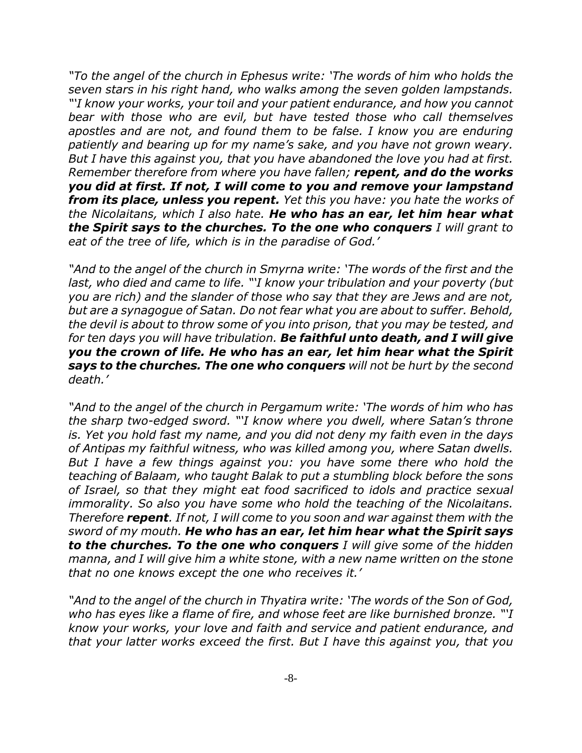*"To the angel of the church in Ephesus write: 'The words of him who holds the seven stars in his right hand, who walks among the seven golden lampstands. "'I know your works, your toil and your patient endurance, and how you cannot bear with those who are evil, but have tested those who call themselves apostles and are not, and found them to be false. I know you are enduring patiently and bearing up for my name's sake, and you have not grown weary. But I have this against you, that you have abandoned the love you had at first. Remember therefore from where you have fallen;* ***repent, and do the works you did at first. If not, I will come to you and remove your lampstand from its place, unless you repent.*** *Yet this you have: you hate the works of the Nicolaitans, which I also hate.* ***He who has an ear, let him hear what the Spirit says to the churches. To the one who conquers*** *I will grant to eat of the tree of life, which is in the paradise of God.'*

*"And to the angel of the church in Smyrna write: 'The words of the first and the last, who died and came to life. "'I know your tribulation and your poverty (but you are rich) and the slander of those who say that they are Jews and are not, but are a synagogue of Satan. Do not fear what you are about to suffer. Behold, the devil is about to throw some of you into prison, that you may be tested, and for ten days you will have tribulation.* ***Be faithful unto death, and I will give you the crown of life. He who has an ear, let him hear what the Spirit says to the churches. The one who conquers*** *will not be hurt by the second death.'*

*"And to the angel of the church in Pergamum write: 'The words of him who has the sharp two-edged sword. "'I know where you dwell, where Satan's throne is. Yet you hold fast my name, and you did not deny my faith even in the days of Antipas my faithful witness, who was killed among you, where Satan dwells. But I have a few things against you: you have some there who hold the teaching of Balaam, who taught Balak to put a stumbling block before the sons of Israel, so that they might eat food sacrificed to idols and practice sexual immorality. So also you have some who hold the teaching of the Nicolaitans. Therefore* ***repent****. If not, I will come to you soon and war against them with the sword of my mouth.* ***He who has an ear, let him hear what the Spirit says to the churches. To the one who conquers*** *I will give some of the hidden manna, and I will give him a white stone, with a new name written on the stone that no one knows except the one who receives it.'*

*"And to the angel of the church in Thyatira write: 'The words of the Son of God, who has eyes like a flame of fire, and whose feet are like burnished bronze. "'I know your works, your love and faith and service and patient endurance, and that your latter works exceed the first. But I have this against you, that you*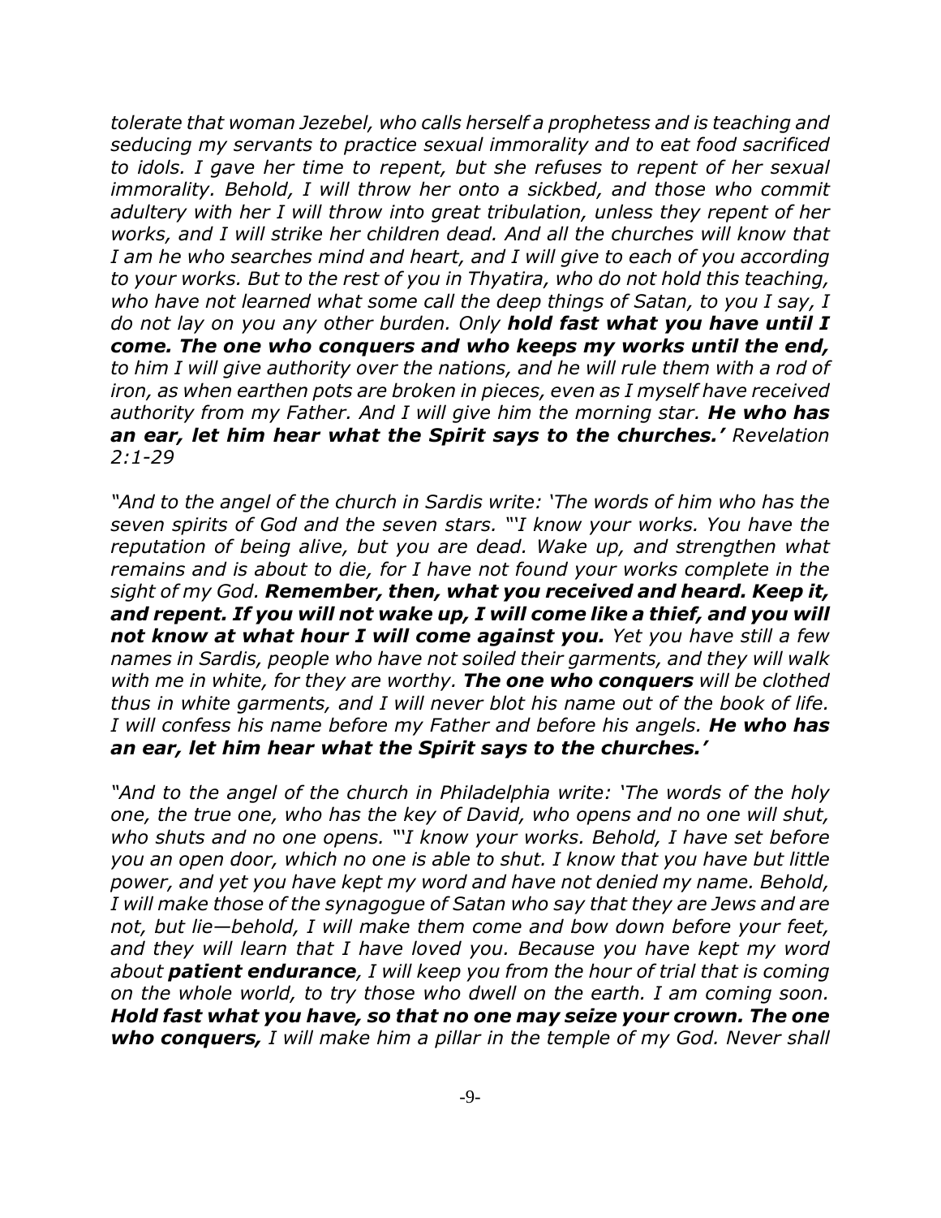*tolerate that woman Jezebel, who calls herself a prophetess and is teaching and seducing my servants to practice sexual immorality and to eat food sacrificed to idols. I gave her time to repent, but she refuses to repent of her sexual immorality. Behold, I will throw her onto a sickbed, and those who commit adultery with her I will throw into great tribulation, unless they repent of her works, and I will strike her children dead. And all the churches will know that I am he who searches mind and heart, and I will give to each of you according to your works. But to the rest of you in Thyatira, who do not hold this teaching, who have not learned what some call the deep things of Satan, to you I say, I do not lay on you any other burden. Only* ***hold fast what you have until I come. The one who conquers and who keeps my works until the end,*** *to him I will give authority over the nations, and he will rule them with a rod of iron, as when earthen pots are broken in pieces, even as I myself have received authority from my Father. And I will give him the morning star.* ***He who has an ear, let him hear what the Spirit says to the churches.'*** *Revelation 2:1-29*

*"And to the angel of the church in Sardis write: 'The words of him who has the seven spirits of God and the seven stars. "'I know your works. You have the reputation of being alive, but you are dead. Wake up, and strengthen what remains and is about to die, for I have not found your works complete in the sight of my God.* ***Remember, then, what you received and heard. Keep it, and repent. If you will not wake up, I will come like a thief, and you will not know at what hour I will come against you.*** *Yet you have still a few names in Sardis, people who have not soiled their garments, and they will walk with me in white, for they are worthy.* ***The one who conquers*** *will be clothed thus in white garments, and I will never blot his name out of the book of life. I will confess his name before my Father and before his angels.* ***He who has an ear, let him hear what the Spirit says to the churches.'***

*"And to the angel of the church in Philadelphia write: 'The words of the holy one, the true one, who has the key of David, who opens and no one will shut, who shuts and no one opens. "'I know your works. Behold, I have set before you an open door, which no one is able to shut. I know that you have but little power, and yet you have kept my word and have not denied my name. Behold, I will make those of the synagogue of Satan who say that they are Jews and are not, but lie—behold, I will make them come and bow down before your feet, and they will learn that I have loved you. Because you have kept my word about* ***patient endurance****, I will keep you from the hour of trial that is coming on the whole world, to try those who dwell on the earth. I am coming soon.* ***Hold fast what you have, so that no one may seize your crown. The one who conquers,*** *I will make him a pillar in the temple of my God. Never shall*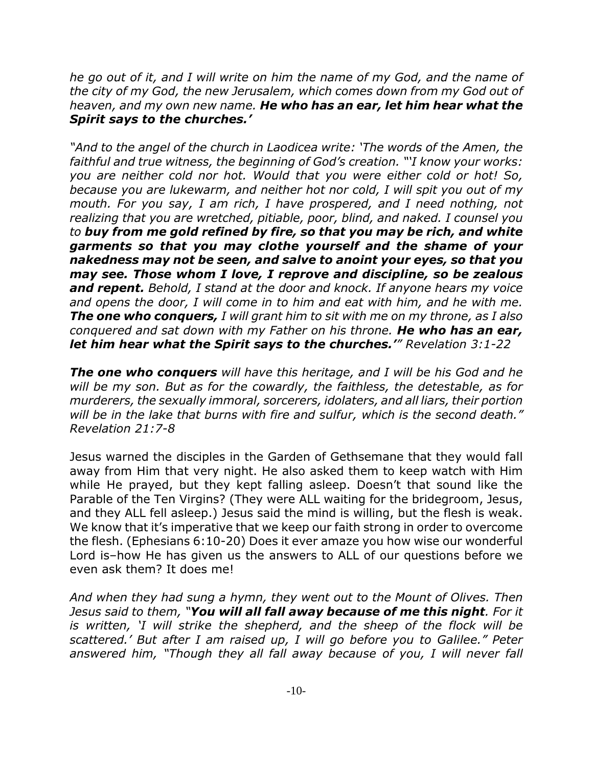*he go out of it, and I will write on him the name of my God, and the name of the city of my God, the new Jerusalem, which comes down from my God out of heaven, and my own new name.* ***He who has an ear, let him hear what the Spirit says to the churches.'***

*"And to the angel of the church in Laodicea write: 'The words of the Amen, the faithful and true witness, the beginning of God's creation. "'I know your works: you are neither cold nor hot. Would that you were either cold or hot! So, because you are lukewarm, and neither hot nor cold, I will spit you out of my mouth. For you say, I am rich, I have prospered, and I need nothing, not realizing that you are wretched, pitiable, poor, blind, and naked. I counsel you to* ***buy from me gold refined by fire, so that you may be rich, and white garments so that you may clothe yourself and the shame of your nakedness may not be seen, and salve to anoint your eyes, so that you may see. Those whom I love, I reprove and discipline, so be zealous and repent.*** *Behold, I stand at the door and knock. If anyone hears my voice and opens the door, I will come in to him and eat with him, and he with me.* ***The one who conquers,*** *I will grant him to sit with me on my throne, as I also conquered and sat down with my Father on his throne.* ***He who has an ear, let him hear what the Spirit says to the churches.'"*** *Revelation 3:1-22*

***The one who conquers*** *will have this heritage, and I will be his God and he will be my son. But as for the cowardly, the faithless, the detestable, as for murderers, the sexually immoral, sorcerers, idolaters, and all liars, their portion will be in the lake that burns with fire and sulfur, which is the second death." Revelation 21:7-8*

Jesus warned the disciples in the Garden of Gethsemane that they would fall away from Him that very night. He also asked them to keep watch with Him while He prayed, but they kept falling asleep. Doesn't that sound like the Parable of the Ten Virgins? (They were ALL waiting for the bridegroom, Jesus, and they ALL fell asleep.) Jesus said the mind is willing, but the flesh is weak. We know that it's imperative that we keep our faith strong in order to overcome the flesh. (Ephesians 6:10-20) Does it ever amaze you how wise our wonderful Lord is–how He has given us the answers to ALL of our questions before we even ask them? It does me!

*And when they had sung a hymn, they went out to the Mount of Olives. Then Jesus said to them, "****You will all fall away because of me this night****. For it is written, 'I will strike the shepherd, and the sheep of the flock will be scattered.' But after I am raised up, I will go before you to Galilee." Peter answered him, "Though they all fall away because of you, I will never fall*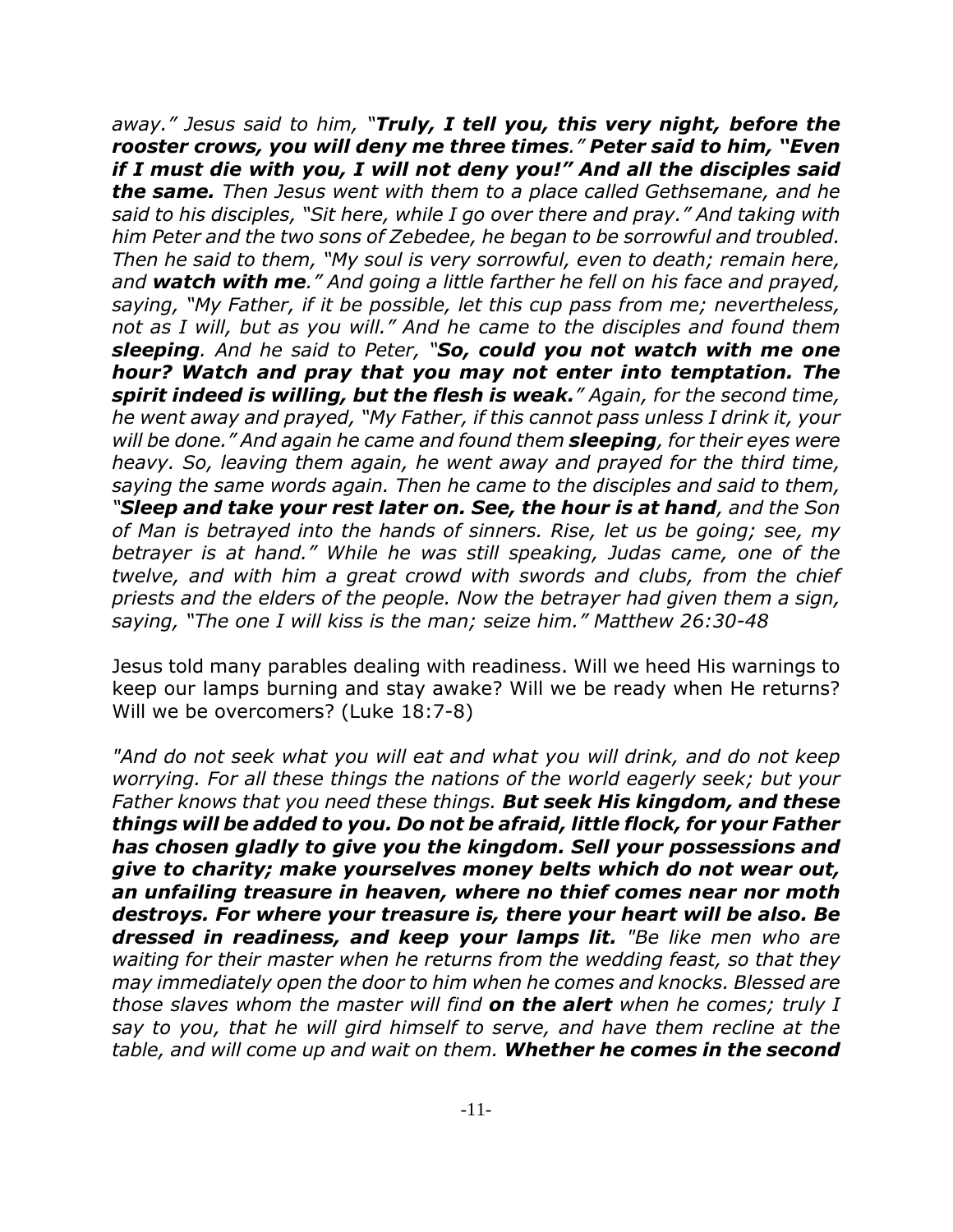*away." Jesus said to him, "**Truly, I tell you, this very night, before the rooster crows, you will deny me three times**." **Peter said to him, "Even if I must die with you, I will not deny you!" And all the disciples said the same.** Then Jesus went with them to a place called Gethsemane, and he said to his disciples, "Sit here, while I go over there and pray." And taking with him Peter and the two sons of Zebedee, he began to be sorrowful and troubled. Then he said to them, "My soul is very sorrowful, even to death; remain here, and **watch with me**." And going a little farther he fell on his face and prayed, saying, "My Father, if it be possible, let this cup pass from me; nevertheless, not as I will, but as you will." And he came to the disciples and found them **sleeping**. And he said to Peter, "**So, could you not watch with me one hour? Watch and pray that you may not enter into temptation. The spirit indeed is willing, but the flesh is weak.**" Again, for the second time, he went away and prayed, "My Father, if this cannot pass unless I drink it, your will be done." And again he came and found them **sleeping**, for their eyes were heavy. So, leaving them again, he went away and prayed for the third time, saying the same words again. Then he came to the disciples and said to them, "**Sleep and take your rest later on. See, the hour is at hand**, and the Son of Man is betrayed into the hands of sinners. Rise, let us be going; see, my betrayer is at hand." While he was still speaking, Judas came, one of the twelve, and with him a great crowd with swords and clubs, from the chief priests and the elders of the people. Now the betrayer had given them a sign, saying, "The one I will kiss is the man; seize him." Matthew 26:30-48*

Jesus told many parables dealing with readiness. Will we heed His warnings to keep our lamps burning and stay awake? Will we be ready when He returns? Will we be overcomers? (Luke 18:7-8)

*"And do not seek what you will eat and what you will drink, and do not keep worrying. For all these things the nations of the world eagerly seek; but your Father knows that you need these things. **But seek His kingdom, and these things will be added to you. Do not be afraid, little flock, for your Father has chosen gladly to give you the kingdom. Sell your possessions and give to charity; make yourselves money belts which do not wear out, an unfailing treasure in heaven, where no thief comes near nor moth destroys. For where your treasure is, there your heart will be also. Be dressed in readiness, and keep your lamps lit.** "Be like men who are waiting for their master when he returns from the wedding feast, so that they may immediately open the door to him when he comes and knocks. Blessed are those slaves whom the master will find **on the alert** when he comes; truly I say to you, that he will gird himself to serve, and have them recline at the table, and will come up and wait on them. **Whether he comes in the second***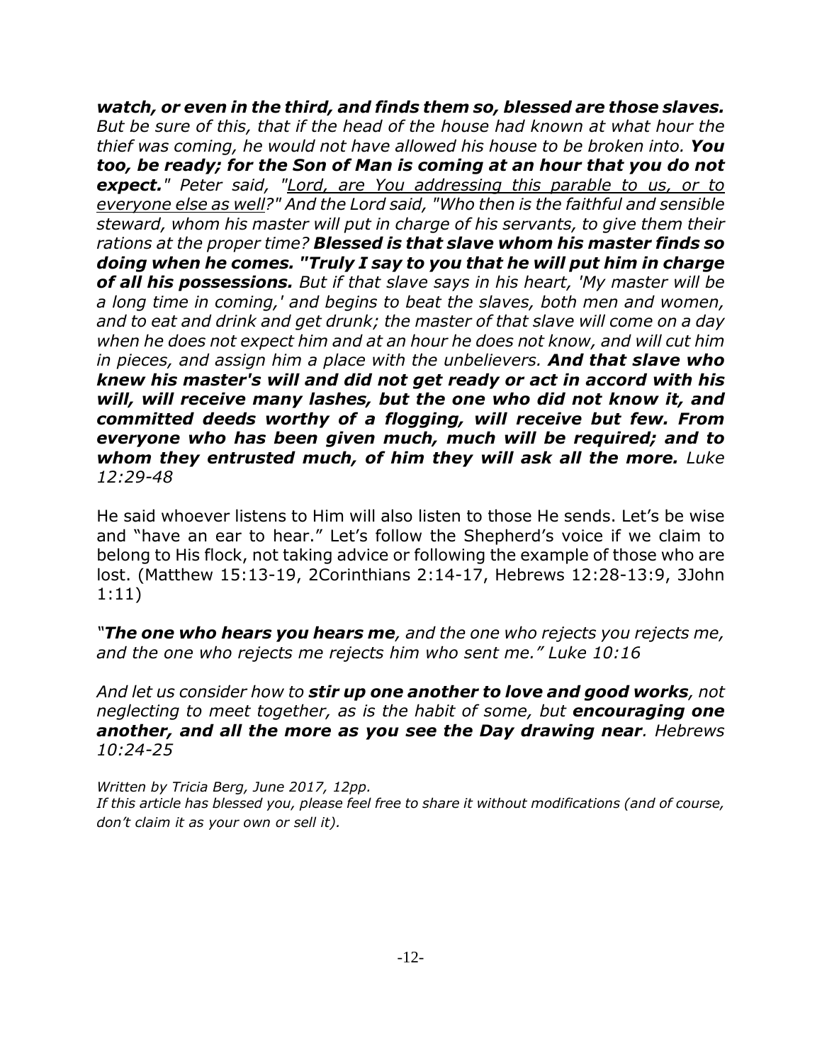***watch, or even in the third, and finds them so, blessed are those slaves.*** *But be sure of this, that if the head of the house had known at what hour the thief was coming, he would not have allowed his house to be broken into.* ***You too, be ready; for the Son of Man is coming at an hour that you do not expect.*** *" Peter said, "<u>Lord, are You addressing this parable to us, or to everyone else as well</u>?" And the Lord said, "Who then is the faithful and sensible steward, whom his master will put in charge of his servants, to give them their rations at the proper time?* ***Blessed is that slave whom his master finds so doing when he comes. "Truly I say to you that he will put him in charge of all his possessions.*** *But if that slave says in his heart, 'My master will be a long time in coming,' and begins to beat the slaves, both men and women, and to eat and drink and get drunk; the master of that slave will come on a day when he does not expect him and at an hour he does not know, and will cut him in pieces, and assign him a place with the unbelievers.* ***And that slave who knew his master's will and did not get ready or act in accord with his will, will receive many lashes, but the one who did not know it, and committed deeds worthy of a flogging, will receive but few. From everyone who has been given much, much will be required; and to whom they entrusted much, of him they will ask all the more.*** *Luke 12:29-48*

He said whoever listens to Him will also listen to those He sends. Let's be wise and "have an ear to hear." Let's follow the Shepherd's voice if we claim to belong to His flock, not taking advice or following the example of those who are lost. (Matthew 15:13-19, 2Corinthians 2:14-17, Hebrews 12:28-13:9, 3John 1:11)

*"**The one who hears you hears me**, and the one who rejects you rejects me, and the one who rejects me rejects him who sent me." Luke 10:16*

*And let us consider how to **stir up one another to love and good works**, not neglecting to meet together, as is the habit of some, but **encouraging one another, and all the more as you see the Day drawing near**. Hebrews 10:24-25*

*Written by Tricia Berg, June 2017, 12pp.*
*If this article has blessed you, please feel free to share it without modifications (and of course, don't claim it as your own or sell it).*